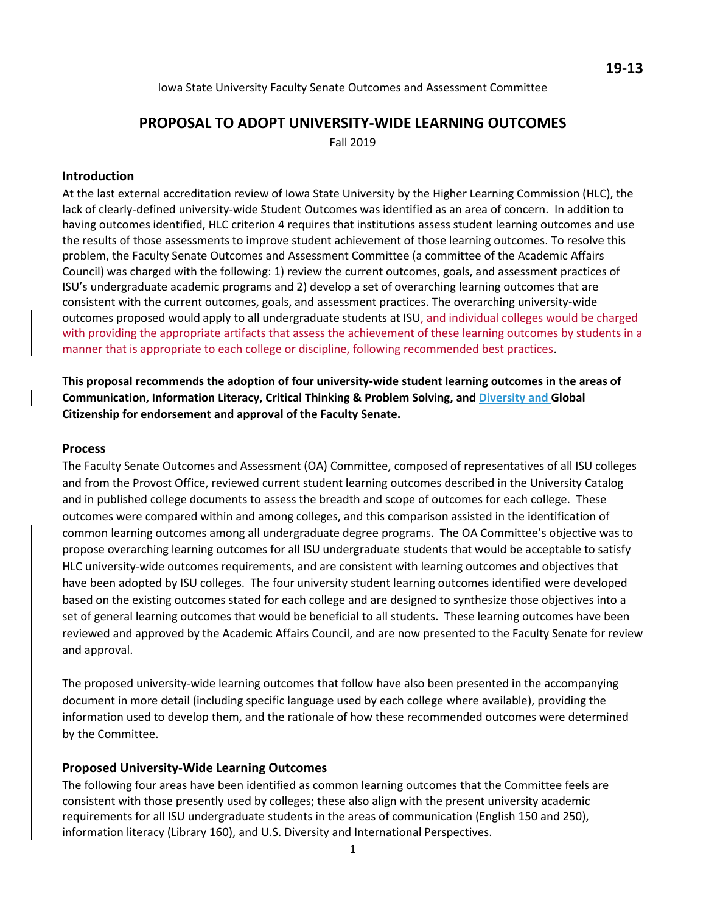**19-13**

Iowa State University Faculty Senate Outcomes and Assessment Committee

# PROPOSAL TO ADOPT UNIVERSITY-WIDE LEARNING OUTCOMES

Fall 2019

## Introduction

At the last external accreditation review of Iowa State University by the Higher Learning Commission (HLC), the lack of clearly-defined university-wide Student Outcomes was identified as an area of concern. In addition to having outcomes identified, HLC criterion 4 requires that institutions assess student learning outcomes and use the results of those assessments to improve student achievement of those learning outcomes. To resolve this problem, the Faculty Senate Outcomes and Assessment Committee (a committee of the Academic Affairs Council) was charged with the following: 1) review the current outcomes, goals, and assessment practices of ISU's undergraduate academic programs and 2) develop a set of overarching learning outcomes that are consistent with the current outcomes, goals, and assessment practices. The overarching university-wide outcomes proposed would apply to all undergraduate students at ISU~~, and individual colleges would be charged with providing the appropriate artifacts that assess the achievement of these learning outcomes by students in a manner that is appropriate to each college or discipline, following recommended best practices~~.

**This proposal recommends the adoption of four university-wide student learning outcomes in the areas of Communication, Information Literacy, Critical Thinking & Problem Solving, and Diversity and Global Citizenship for endorsement and approval of the Faculty Senate.**

## Process

The Faculty Senate Outcomes and Assessment (OA) Committee, composed of representatives of all ISU colleges and from the Provost Office, reviewed current student learning outcomes described in the University Catalog and in published college documents to assess the breadth and scope of outcomes for each college. These outcomes were compared within and among colleges, and this comparison assisted in the identification of common learning outcomes among all undergraduate degree programs. The OA Committee's objective was to propose overarching learning outcomes for all ISU undergraduate students that would be acceptable to satisfy HLC university-wide outcomes requirements, and are consistent with learning outcomes and objectives that have been adopted by ISU colleges. The four university student learning outcomes identified were developed based on the existing outcomes stated for each college and are designed to synthesize those objectives into a set of general learning outcomes that would be beneficial to all students. These learning outcomes have been reviewed and approved by the Academic Affairs Council, and are now presented to the Faculty Senate for review and approval.

The proposed university-wide learning outcomes that follow have also been presented in the accompanying document in more detail (including specific language used by each college where available), providing the information used to develop them, and the rationale of how these recommended outcomes were determined by the Committee.

## Proposed University-Wide Learning Outcomes

The following four areas have been identified as common learning outcomes that the Committee feels are consistent with those presently used by colleges; these also align with the present university academic requirements for all ISU undergraduate students in the areas of communication (English 150 and 250), information literacy (Library 160), and U.S. Diversity and International Perspectives.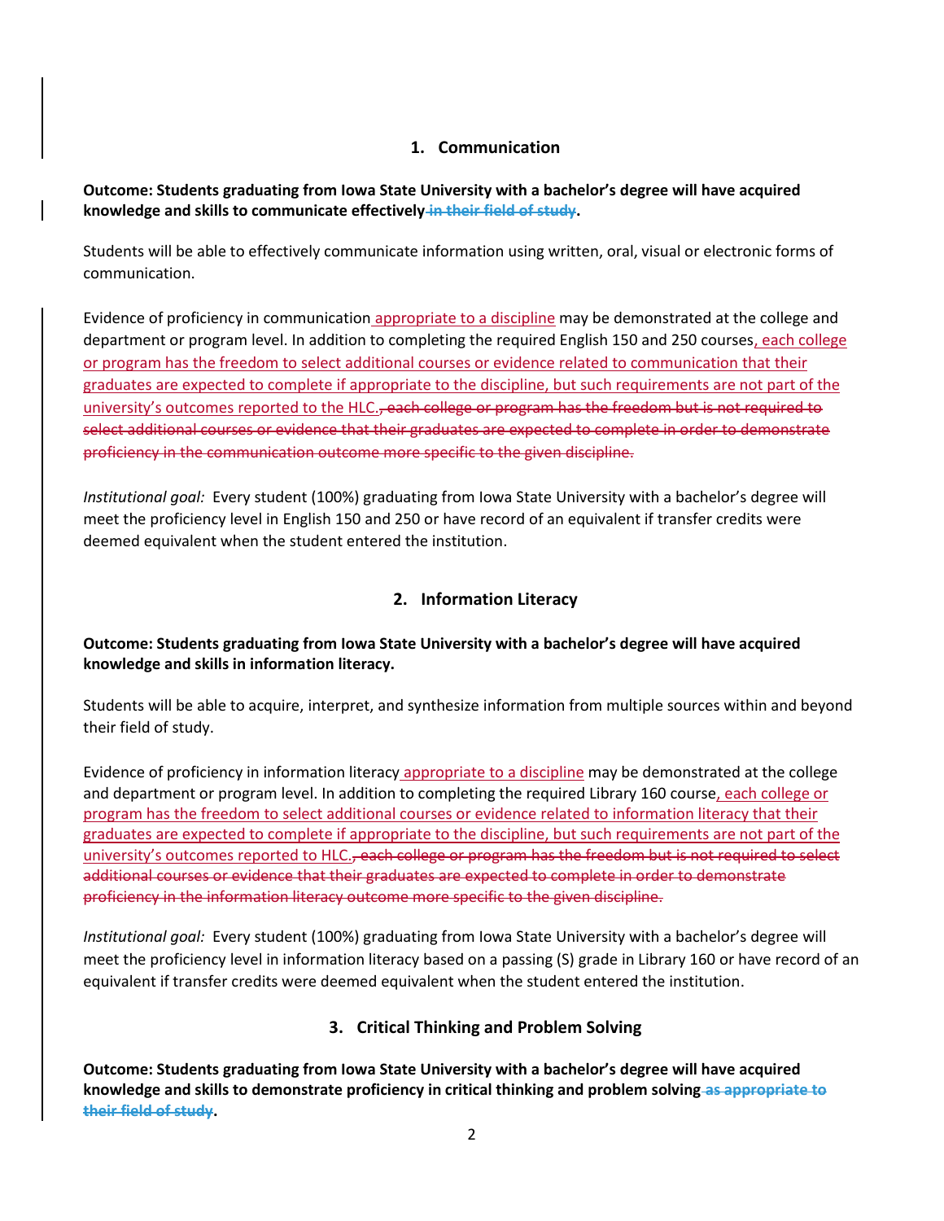## 1. Communication

**Outcome: Students graduating from Iowa State University with a bachelor's degree will have acquired knowledge and skills to communicate effectively ~~in their field of study~~.**

Students will be able to effectively communicate information using written, oral, visual or electronic forms of communication.

Evidence of proficiency in communication <u>appropriate to a discipline</u> may be demonstrated at the college and department or program level. In addition to completing the required English 150 and 250 courses<u>, each college or program has the freedom to select additional courses or evidence related to communication that their graduates are expected to complete if appropriate to the discipline, but such requirements are not part of the university's outcomes reported to the HLC.</u>~~, each college or program has the freedom but is not required to select additional courses or evidence that their graduates are expected to complete in order to demonstrate proficiency in the communication outcome more specific to the given discipline.~~

*Institutional goal:* Every student (100%) graduating from Iowa State University with a bachelor's degree will meet the proficiency level in English 150 and 250 or have record of an equivalent if transfer credits were deemed equivalent when the student entered the institution.

## 2. Information Literacy

**Outcome: Students graduating from Iowa State University with a bachelor's degree will have acquired knowledge and skills in information literacy.**

Students will be able to acquire, interpret, and synthesize information from multiple sources within and beyond their field of study.

Evidence of proficiency in information literacy <u>appropriate to a discipline</u> may be demonstrated at the college and department or program level. In addition to completing the required Library 160 course<u>, each college or program has the freedom to select additional courses or evidence related to information literacy that their graduates are expected to complete if appropriate to the discipline, but such requirements are not part of the university's outcomes reported to HLC.</u>~~, each college or program has the freedom but is not required to select additional courses or evidence that their graduates are expected to complete in order to demonstrate proficiency in the information literacy outcome more specific to the given discipline.~~

*Institutional goal:* Every student (100%) graduating from Iowa State University with a bachelor's degree will meet the proficiency level in information literacy based on a passing (S) grade in Library 160 or have record of an equivalent if transfer credits were deemed equivalent when the student entered the institution.

## 3. Critical Thinking and Problem Solving

**Outcome: Students graduating from Iowa State University with a bachelor's degree will have acquired knowledge and skills to demonstrate proficiency in critical thinking and problem solving ~~as appropriate to their field of study~~.**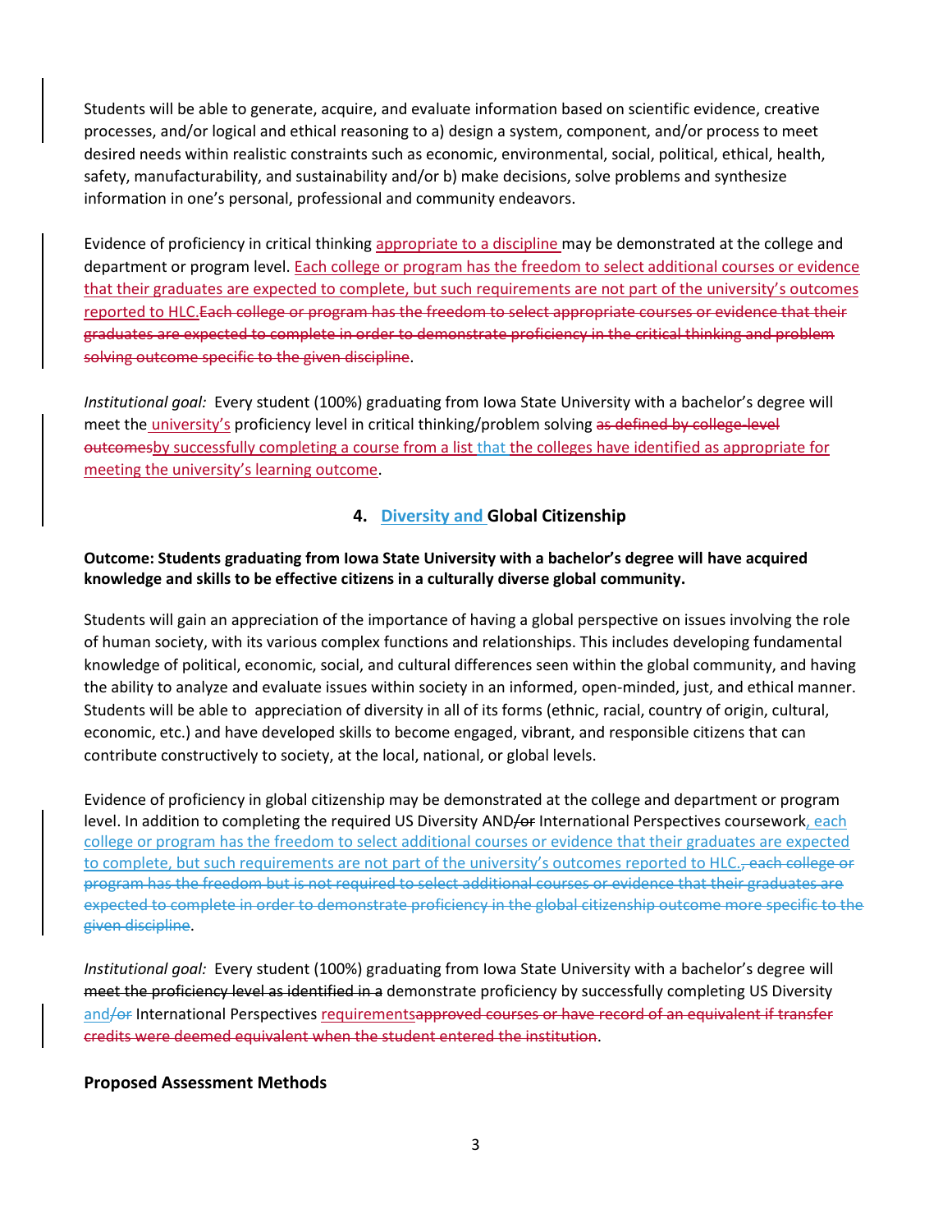Students will be able to generate, acquire, and evaluate information based on scientific evidence, creative processes, and/or logical and ethical reasoning to a) design a system, component, and/or process to meet desired needs within realistic constraints such as economic, environmental, social, political, ethical, health, safety, manufacturability, and sustainability and/or b) make decisions, solve problems and synthesize information in one's personal, professional and community endeavors.

Evidence of proficiency in critical thinking appropriate to a discipline may be demonstrated at the college and department or program level. Each college or program has the freedom to select additional courses or evidence that their graduates are expected to complete, but such requirements are not part of the university's outcomes reported to HLC.~~Each college or program has the freedom to select appropriate courses or evidence that their graduates are expected to complete in order to demonstrate proficiency in the critical thinking and problem solving outcome specific to the given discipline~~.

*Institutional goal:* Every student (100%) graduating from Iowa State University with a bachelor's degree will meet the university's proficiency level in critical thinking/problem solving ~~as defined by college-level outcomes~~by successfully completing a course from a list that the colleges have identified as appropriate for meeting the university's learning outcome.

### 4. Diversity and Global Citizenship

**Outcome: Students graduating from Iowa State University with a bachelor's degree will have acquired knowledge and skills to be effective citizens in a culturally diverse global community.**

Students will gain an appreciation of the importance of having a global perspective on issues involving the role of human society, with its various complex functions and relationships. This includes developing fundamental knowledge of political, economic, social, and cultural differences seen within the global community, and having the ability to analyze and evaluate issues within society in an informed, open-minded, just, and ethical manner. Students will be able to appreciation of diversity in all of its forms (ethnic, racial, country of origin, cultural, economic, etc.) and have developed skills to become engaged, vibrant, and responsible citizens that can contribute constructively to society, at the local, national, or global levels.

Evidence of proficiency in global citizenship may be demonstrated at the college and department or program level. In addition to completing the required US Diversity AND~~/or~~ International Perspectives coursework, each college or program has the freedom to select additional courses or evidence that their graduates are expected to complete, but such requirements are not part of the university's outcomes reported to HLC.~~, each college or program has the freedom but is not required to select additional courses or evidence that their graduates are expected to complete in order to demonstrate proficiency in the global citizenship outcome more specific to the given discipline~~.

*Institutional goal:* Every student (100%) graduating from Iowa State University with a bachelor's degree will ~~meet the proficiency level as identified in a~~ demonstrate proficiency by successfully completing US Diversity and~~/or~~ International Perspectives requirements~~approved courses or have record of an equivalent if transfer credits were deemed equivalent when the student entered the institution~~.

**Proposed Assessment Methods**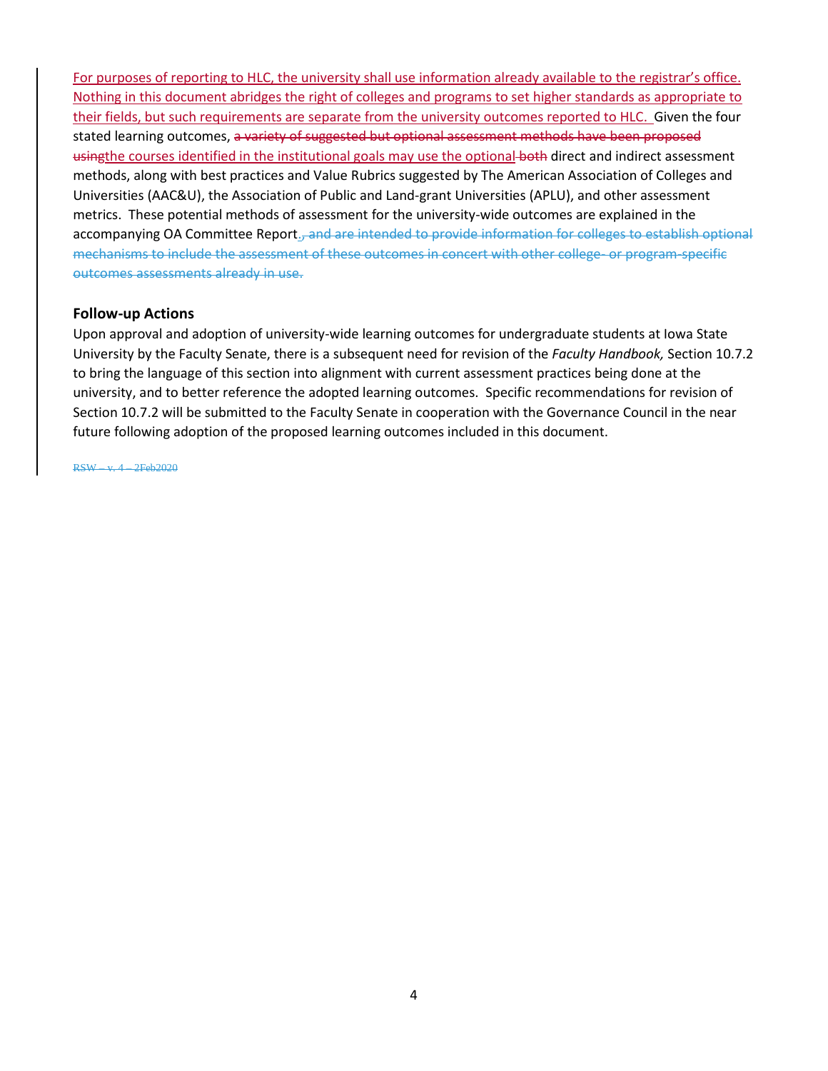For purposes of reporting to HLC, the university shall use information already available to the registrar's office. Nothing in this document abridges the right of colleges and programs to set higher standards as appropriate to their fields, but such requirements are separate from the university outcomes reported to HLC. Given the four stated learning outcomes, ~~a variety of suggested but optional assessment methods have been proposed using~~the courses identified in the institutional goals may use the optional ~~both~~ direct and indirect assessment methods, along with best practices and Value Rubrics suggested by The American Association of Colleges and Universities (AAC&U), the Association of Public and Land-grant Universities (APLU), and other assessment metrics. These potential methods of assessment for the university-wide outcomes are explained in the accompanying OA Committee Report.~~, and are intended to provide information for colleges to establish optional mechanisms to include the assessment of these outcomes in concert with other college- or program-specific outcomes assessments already in use.~~

### Follow-up Actions

Upon approval and adoption of university-wide learning outcomes for undergraduate students at Iowa State University by the Faculty Senate, there is a subsequent need for revision of the *Faculty Handbook,* Section 10.7.2 to bring the language of this section into alignment with current assessment practices being done at the university, and to better reference the adopted learning outcomes. Specific recommendations for revision of Section 10.7.2 will be submitted to the Faculty Senate in cooperation with the Governance Council in the near future following adoption of the proposed learning outcomes included in this document.

~~RSW – v. 4 – 2Feb2020~~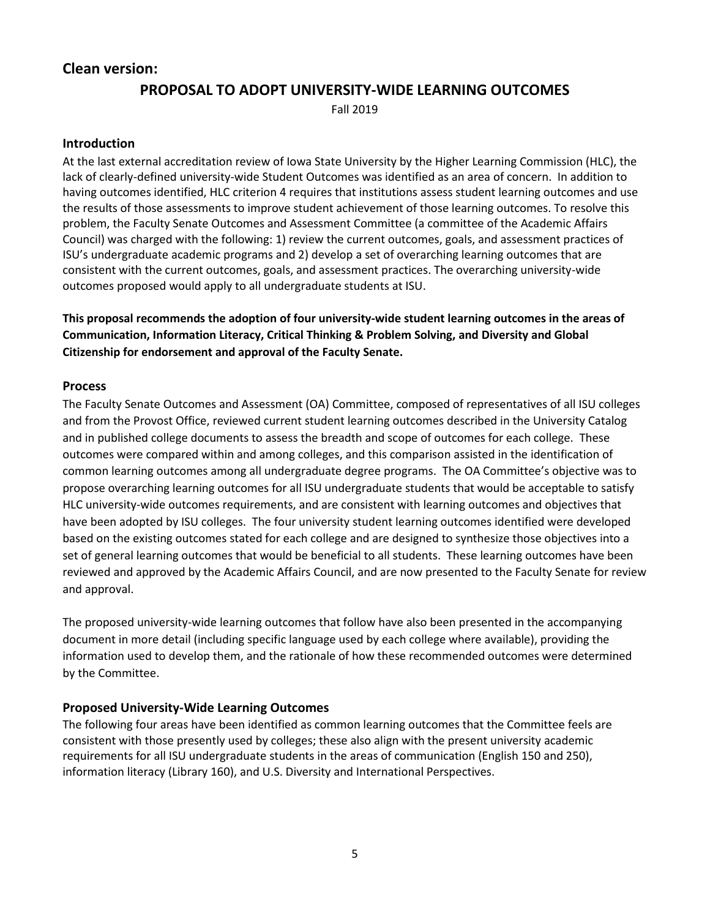## Clean version:

# PROPOSAL TO ADOPT UNIVERSITY-WIDE LEARNING OUTCOMES

Fall 2019

### Introduction

At the last external accreditation review of Iowa State University by the Higher Learning Commission (HLC), the lack of clearly-defined university-wide Student Outcomes was identified as an area of concern. In addition to having outcomes identified, HLC criterion 4 requires that institutions assess student learning outcomes and use the results of those assessments to improve student achievement of those learning outcomes. To resolve this problem, the Faculty Senate Outcomes and Assessment Committee (a committee of the Academic Affairs Council) was charged with the following: 1) review the current outcomes, goals, and assessment practices of ISU's undergraduate academic programs and 2) develop a set of overarching learning outcomes that are consistent with the current outcomes, goals, and assessment practices. The overarching university-wide outcomes proposed would apply to all undergraduate students at ISU.

**This proposal recommends the adoption of four university-wide student learning outcomes in the areas of Communication, Information Literacy, Critical Thinking & Problem Solving, and Diversity and Global Citizenship for endorsement and approval of the Faculty Senate.**

### Process

The Faculty Senate Outcomes and Assessment (OA) Committee, composed of representatives of all ISU colleges and from the Provost Office, reviewed current student learning outcomes described in the University Catalog and in published college documents to assess the breadth and scope of outcomes for each college. These outcomes were compared within and among colleges, and this comparison assisted in the identification of common learning outcomes among all undergraduate degree programs. The OA Committee's objective was to propose overarching learning outcomes for all ISU undergraduate students that would be acceptable to satisfy HLC university-wide outcomes requirements, and are consistent with learning outcomes and objectives that have been adopted by ISU colleges. The four university student learning outcomes identified were developed based on the existing outcomes stated for each college and are designed to synthesize those objectives into a set of general learning outcomes that would be beneficial to all students. These learning outcomes have been reviewed and approved by the Academic Affairs Council, and are now presented to the Faculty Senate for review and approval.

The proposed university-wide learning outcomes that follow have also been presented in the accompanying document in more detail (including specific language used by each college where available), providing the information used to develop them, and the rationale of how these recommended outcomes were determined by the Committee.

### Proposed University-Wide Learning Outcomes

The following four areas have been identified as common learning outcomes that the Committee feels are consistent with those presently used by colleges; these also align with the present university academic requirements for all ISU undergraduate students in the areas of communication (English 150 and 250), information literacy (Library 160), and U.S. Diversity and International Perspectives.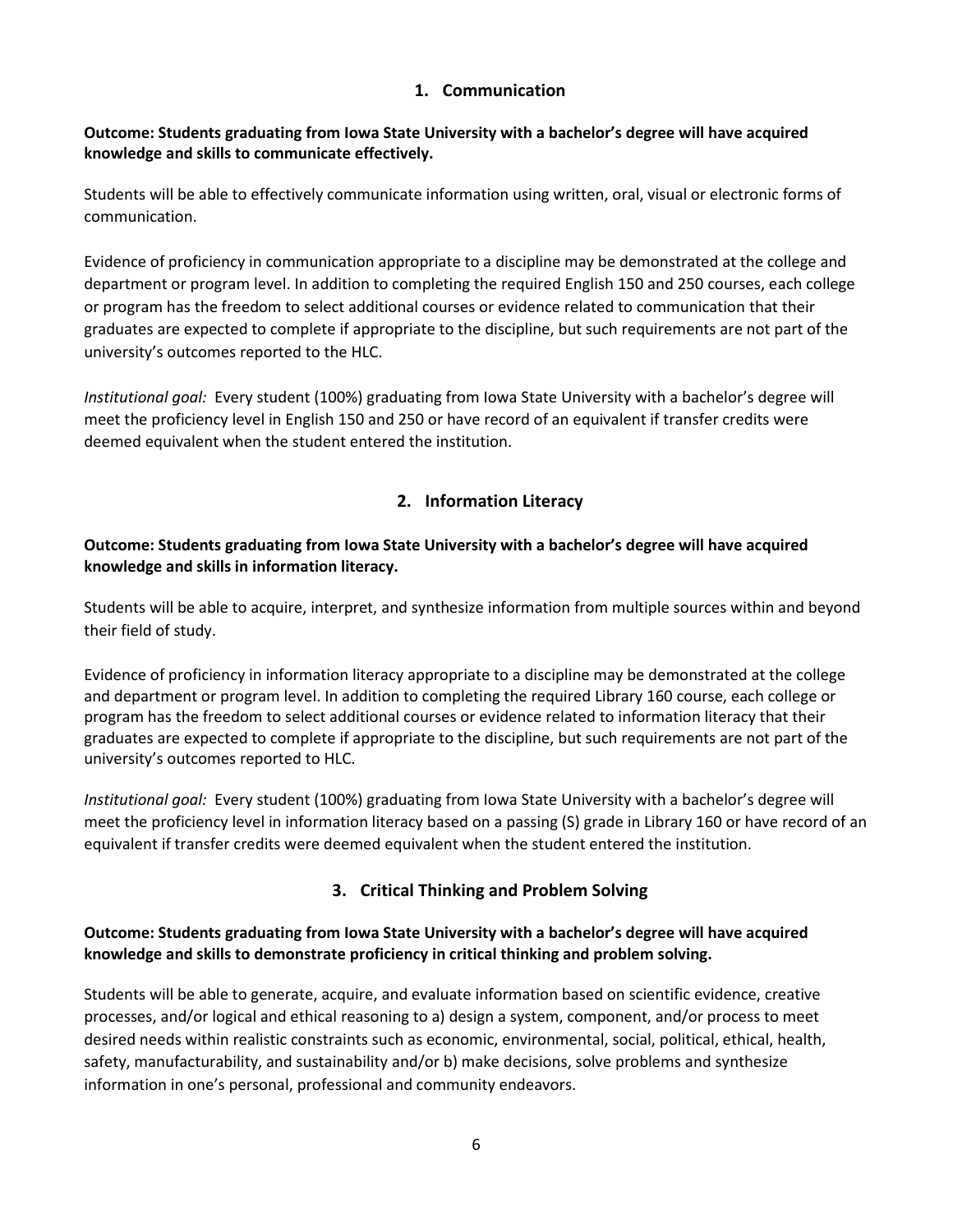## 1. Communication

**Outcome: Students graduating from Iowa State University with a bachelor's degree will have acquired knowledge and skills to communicate effectively.**

Students will be able to effectively communicate information using written, oral, visual or electronic forms of communication.

Evidence of proficiency in communication appropriate to a discipline may be demonstrated at the college and department or program level. In addition to completing the required English 150 and 250 courses, each college or program has the freedom to select additional courses or evidence related to communication that their graduates are expected to complete if appropriate to the discipline, but such requirements are not part of the university's outcomes reported to the HLC.

*Institutional goal:* Every student (100%) graduating from Iowa State University with a bachelor's degree will meet the proficiency level in English 150 and 250 or have record of an equivalent if transfer credits were deemed equivalent when the student entered the institution.

## 2. Information Literacy

**Outcome: Students graduating from Iowa State University with a bachelor's degree will have acquired knowledge and skills in information literacy.**

Students will be able to acquire, interpret, and synthesize information from multiple sources within and beyond their field of study.

Evidence of proficiency in information literacy appropriate to a discipline may be demonstrated at the college and department or program level. In addition to completing the required Library 160 course, each college or program has the freedom to select additional courses or evidence related to information literacy that their graduates are expected to complete if appropriate to the discipline, but such requirements are not part of the university's outcomes reported to HLC.

*Institutional goal:* Every student (100%) graduating from Iowa State University with a bachelor's degree will meet the proficiency level in information literacy based on a passing (S) grade in Library 160 or have record of an equivalent if transfer credits were deemed equivalent when the student entered the institution.

## 3. Critical Thinking and Problem Solving

**Outcome: Students graduating from Iowa State University with a bachelor's degree will have acquired knowledge and skills to demonstrate proficiency in critical thinking and problem solving.**

Students will be able to generate, acquire, and evaluate information based on scientific evidence, creative processes, and/or logical and ethical reasoning to a) design a system, component, and/or process to meet desired needs within realistic constraints such as economic, environmental, social, political, ethical, health, safety, manufacturability, and sustainability and/or b) make decisions, solve problems and synthesize information in one's personal, professional and community endeavors.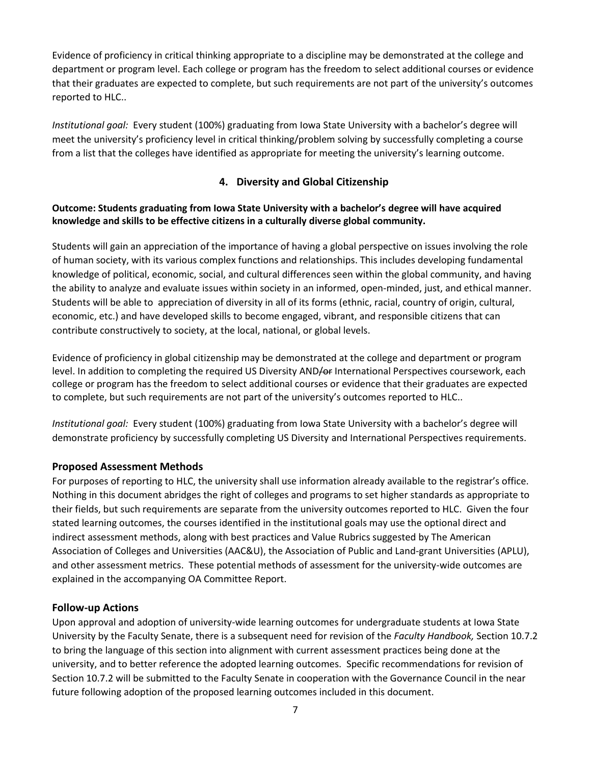Evidence of proficiency in critical thinking appropriate to a discipline may be demonstrated at the college and department or program level. Each college or program has the freedom to select additional courses or evidence that their graduates are expected to complete, but such requirements are not part of the university's outcomes reported to HLC..

*Institutional goal:* Every student (100%) graduating from Iowa State University with a bachelor's degree will meet the university's proficiency level in critical thinking/problem solving by successfully completing a course from a list that the colleges have identified as appropriate for meeting the university's learning outcome.

### 4. Diversity and Global Citizenship

**Outcome: Students graduating from Iowa State University with a bachelor's degree will have acquired knowledge and skills to be effective citizens in a culturally diverse global community.**

Students will gain an appreciation of the importance of having a global perspective on issues involving the role of human society, with its various complex functions and relationships. This includes developing fundamental knowledge of political, economic, social, and cultural differences seen within the global community, and having the ability to analyze and evaluate issues within society in an informed, open-minded, just, and ethical manner. Students will be able to appreciation of diversity in all of its forms (ethnic, racial, country of origin, cultural, economic, etc.) and have developed skills to become engaged, vibrant, and responsible citizens that can contribute constructively to society, at the local, national, or global levels.

Evidence of proficiency in global citizenship may be demonstrated at the college and department or program level. In addition to completing the required US Diversity AND~~/or~~ International Perspectives coursework, each college or program has the freedom to select additional courses or evidence that their graduates are expected to complete, but such requirements are not part of the university's outcomes reported to HLC..

*Institutional goal:* Every student (100%) graduating from Iowa State University with a bachelor's degree will demonstrate proficiency by successfully completing US Diversity and International Perspectives requirements.

## Proposed Assessment Methods

For purposes of reporting to HLC, the university shall use information already available to the registrar's office. Nothing in this document abridges the right of colleges and programs to set higher standards as appropriate to their fields, but such requirements are separate from the university outcomes reported to HLC. Given the four stated learning outcomes, the courses identified in the institutional goals may use the optional direct and indirect assessment methods, along with best practices and Value Rubrics suggested by The American Association of Colleges and Universities (AAC&U), the Association of Public and Land-grant Universities (APLU), and other assessment metrics. These potential methods of assessment for the university-wide outcomes are explained in the accompanying OA Committee Report.

## Follow-up Actions

Upon approval and adoption of university-wide learning outcomes for undergraduate students at Iowa State University by the Faculty Senate, there is a subsequent need for revision of the *Faculty Handbook,* Section 10.7.2 to bring the language of this section into alignment with current assessment practices being done at the university, and to better reference the adopted learning outcomes. Specific recommendations for revision of Section 10.7.2 will be submitted to the Faculty Senate in cooperation with the Governance Council in the near future following adoption of the proposed learning outcomes included in this document.